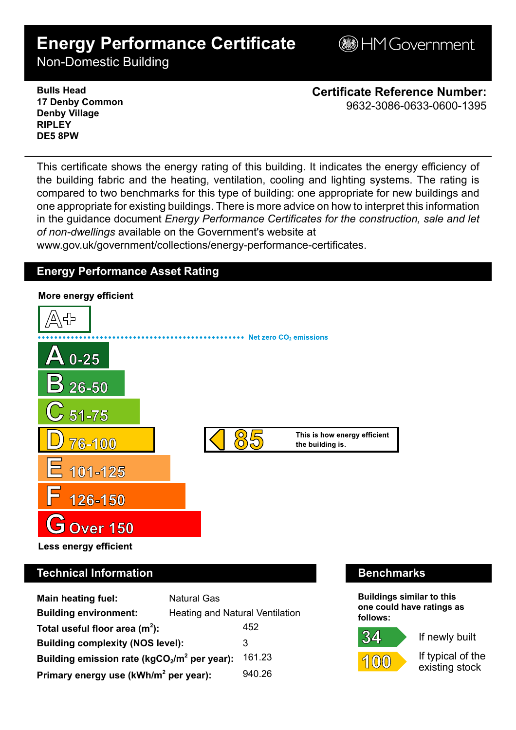# Energy Performance Certificate

Non-Domestic Building

HM Government

**Bulls Head**
**17 Denby Common**
**Denby Village**
**RIPLEY**
**DE5 8PW**

**Certificate Reference Number:**
9632-3086-0633-0600-1395

This certificate shows the energy rating of this building. It indicates the energy efficiency of the building fabric and the heating, ventilation, cooling and lighting systems. The rating is compared to two benchmarks for this type of building: one appropriate for new buildings and one appropriate for existing buildings. There is more advice on how to interpret this information in the guidance document *Energy Performance Certificates for the construction, sale and let of non-dwellings* available on the Government's website at www.gov.uk/government/collections/energy-performance-certificates.

## Energy Performance Asset Rating

**More energy efficient**

- A+
- Net zero $CO_2$ emissions
- A 0-25
- B 26-50
- C 51-75
- D 76-100
- E 101-125
- F 126-150
- G Over 150

**Less energy efficient**

**85** — This is how energy efficient the building is.

## Technical Information

| | |
|---|---|
| **Main heating fuel:** | Natural Gas |
| **Building environment:** | Heating and Natural Ventilation |
| **Total useful floor area ($m^2$):** | 452 |
| **Building complexity (NOS level):** | 3 |
| **Building emission rate ($kgCO_2/m^2$ per year):** | 161.23 |
| **Primary energy use ($kWh/m^2$ per year):** | 940.26 |

## Benchmarks

**Buildings similar to this one could have ratings as follows:**

| | |
|---|---|
| 34 | If newly built |
| 100 | If typical of the existing stock |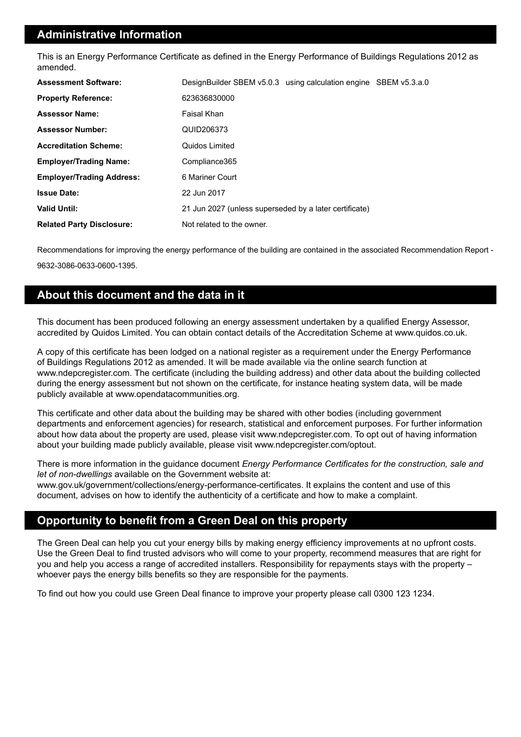## Administrative Information

This is an Energy Performance Certificate as defined in the Energy Performance of Buildings Regulations 2012 as amended.

| | |
|---|---|
| **Assessment Software:** | DesignBuilder SBEM v5.0.3 using calculation engine SBEM v5.3.a.0 |
| **Property Reference:** | 623636830000 |
| **Assessor Name:** | Faisal Khan |
| **Assessor Number:** | QUID206373 |
| **Accreditation Scheme:** | Quidos Limited |
| **Employer/Trading Name:** | Compliance365 |
| **Employer/Trading Address:** | 6 Mariner Court |
| **Issue Date:** | 22 Jun 2017 |
| **Valid Until:** | 21 Jun 2027 (unless superseded by a later certificate) |
| **Related Party Disclosure:** | Not related to the owner. |

Recommendations for improving the energy performance of the building are contained in the associated Recommendation Report - 9632-3086-0633-0600-1395.

## About this document and the data in it

This document has been produced following an energy assessment undertaken by a qualified Energy Assessor, accredited by Quidos Limited. You can obtain contact details of the Accreditation Scheme at www.quidos.co.uk.

A copy of this certificate has been lodged on a national register as a requirement under the Energy Performance of Buildings Regulations 2012 as amended. It will be made available via the online search function at www.ndepcregister.com. The certificate (including the building address) and other data about the building collected during the energy assessment but not shown on the certificate, for instance heating system data, will be made publicly available at www.opendatacommunities.org.

This certificate and other data about the building may be shared with other bodies (including government departments and enforcement agencies) for research, statistical and enforcement purposes. For further information about how data about the property are used, please visit www.ndepcregister.com. To opt out of having information about your building made publicly available, please visit www.ndepcregister.com/optout.

There is more information in the guidance document *Energy Performance Certificates for the construction, sale and let of non-dwellings* available on the Government website at:
www.gov.uk/government/collections/energy-performance-certificates. It explains the content and use of this document, advises on how to identify the authenticity of a certificate and how to make a complaint.

## Opportunity to benefit from a Green Deal on this property

The Green Deal can help you cut your energy bills by making energy efficiency improvements at no upfront costs. Use the Green Deal to find trusted advisors who will come to your property, recommend measures that are right for you and help you access a range of accredited installers. Responsibility for repayments stays with the property – whoever pays the energy bills benefits so they are responsible for the payments.

To find out how you could use Green Deal finance to improve your property please call 0300 123 1234.